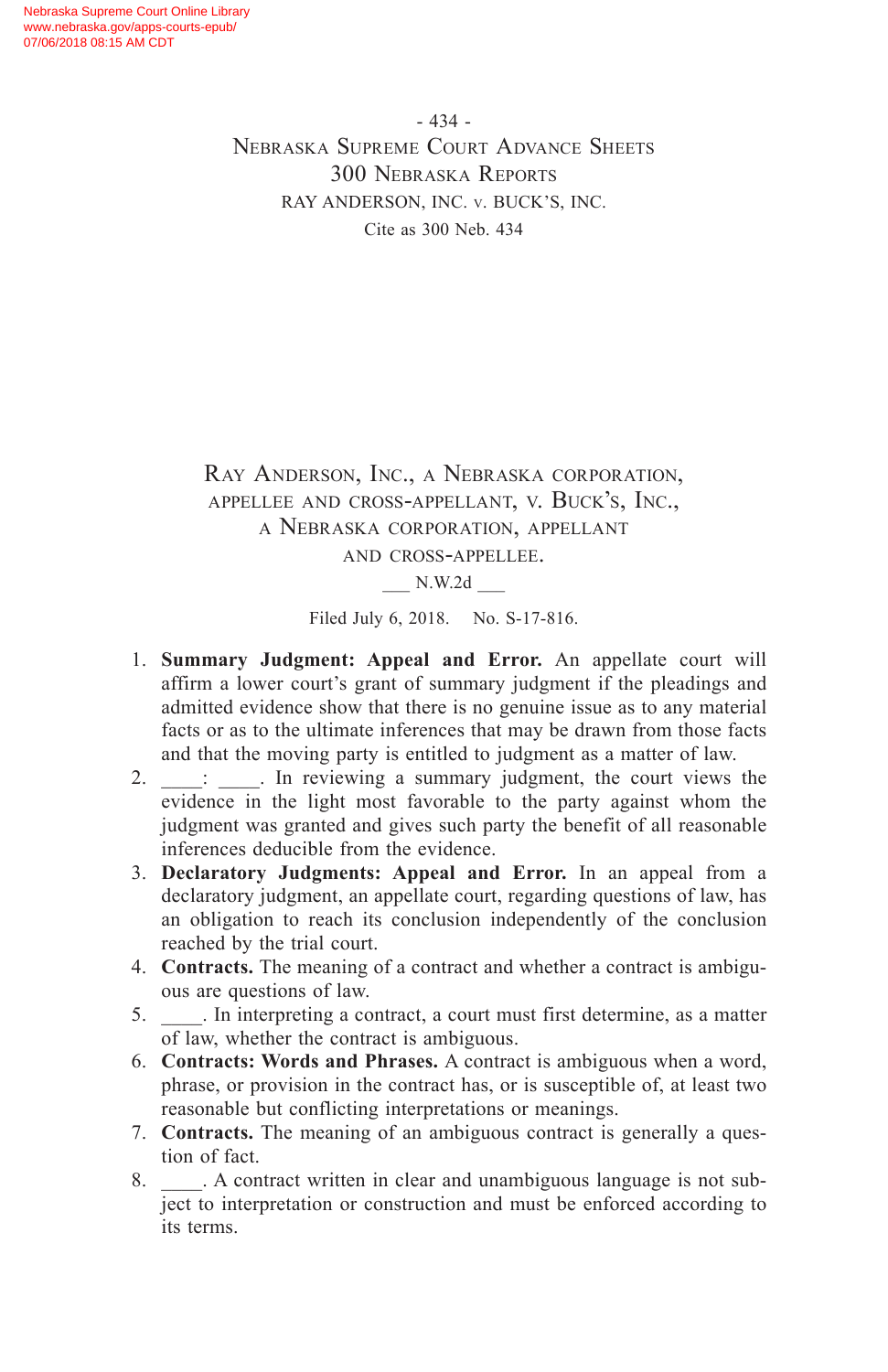Ray Anderson, Inc., a Nebraska corporation, appellee and cross-appellant, v. Buck's, Inc., a Nebraska corporation, appellant and cross-appellee.

___ N.W.2d ___

Filed July 6, 2018. No. S-17-816.

1. **Summary Judgment: Appeal and Error.** An appellate court will affirm a lower court's grant of summary judgment if the pleadings and admitted evidence show that there is no genuine issue as to any material facts or as to the ultimate inferences that may be drawn from those facts and that the moving party is entitled to judgment as a matter of law.
2. ____: ____. In reviewing a summary judgment, the court views the evidence in the light most favorable to the party against whom the judgment was granted and gives such party the benefit of all reasonable inferences deducible from the evidence.
3. **Declaratory Judgments: Appeal and Error.** In an appeal from a declaratory judgment, an appellate court, regarding questions of law, has an obligation to reach its conclusion independently of the conclusion reached by the trial court.
4. **Contracts.** The meaning of a contract and whether a contract is ambiguous are questions of law.
5. ____. In interpreting a contract, a court must first determine, as a matter of law, whether the contract is ambiguous.
6. **Contracts: Words and Phrases.** A contract is ambiguous when a word, phrase, or provision in the contract has, or is susceptible of, at least two reasonable but conflicting interpretations or meanings.
7. **Contracts.** The meaning of an ambiguous contract is generally a question of fact.
8. ____. A contract written in clear and unambiguous language is not subject to interpretation or construction and must be enforced according to its terms.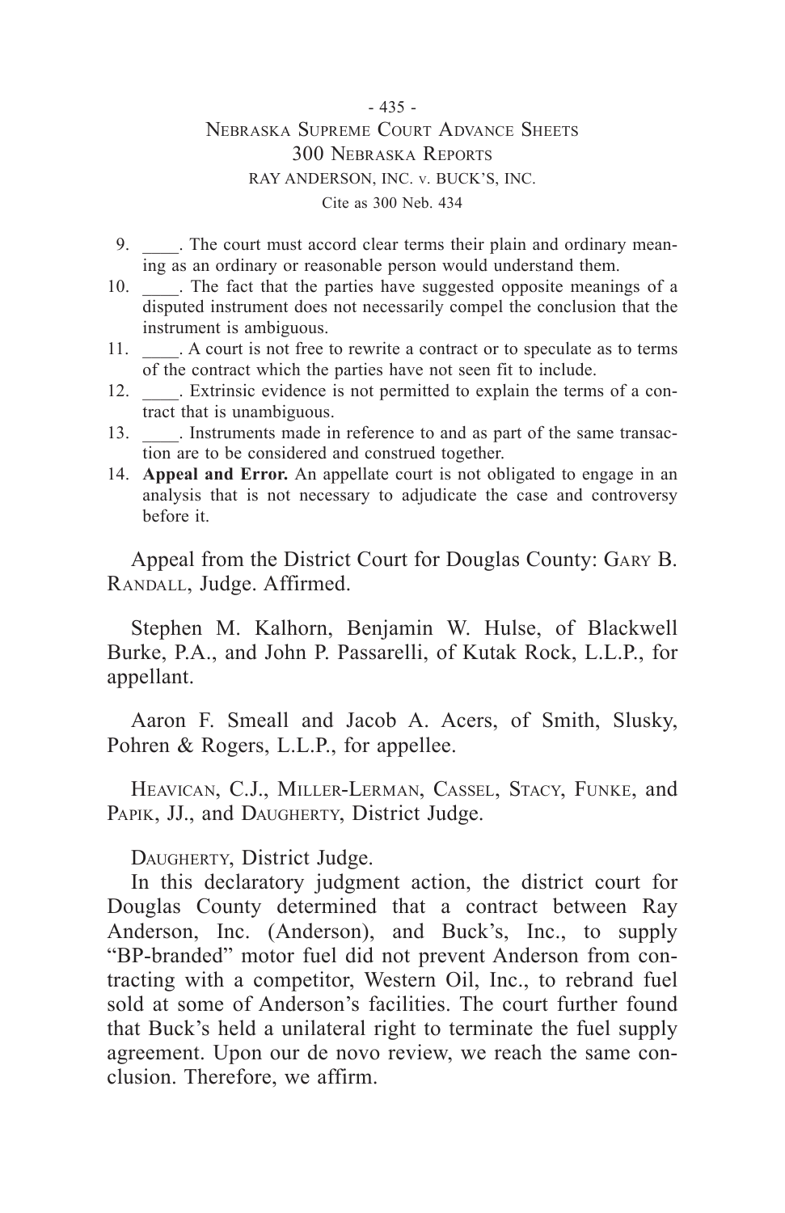9. \_\_\_\_. The court must accord clear terms their plain and ordinary meaning as an ordinary or reasonable person would understand them.
10. \_\_\_\_. The fact that the parties have suggested opposite meanings of a disputed instrument does not necessarily compel the conclusion that the instrument is ambiguous.
11. \_\_\_\_. A court is not free to rewrite a contract or to speculate as to terms of the contract which the parties have not seen fit to include.
12. \_\_\_\_. Extrinsic evidence is not permitted to explain the terms of a contract that is unambiguous.
13. \_\_\_\_. Instruments made in reference to and as part of the same transaction are to be considered and construed together.
14. **Appeal and Error.** An appellate court is not obligated to engage in an analysis that is not necessary to adjudicate the case and controversy before it.

Appeal from the District Court for Douglas County: Gary B. Randall, Judge. Affirmed.

Stephen M. Kalhorn, Benjamin W. Hulse, of Blackwell Burke, P.A., and John P. Passarelli, of Kutak Rock, L.L.P., for appellant.

Aaron F. Smeall and Jacob A. Acers, of Smith, Slusky, Pohren & Rogers, L.L.P., for appellee.

Heavican, C.J., Miller-Lerman, Cassel, Stacy, Funke, and Papik, JJ., and Daugherty, District Judge.

Daugherty, District Judge.

In this declaratory judgment action, the district court for Douglas County determined that a contract between Ray Anderson, Inc. (Anderson), and Buck's, Inc., to supply "BP-branded" motor fuel did not prevent Anderson from contracting with a competitor, Western Oil, Inc., to rebrand fuel sold at some of Anderson's facilities. The court further found that Buck's held a unilateral right to terminate the fuel supply agreement. Upon our de novo review, we reach the same conclusion. Therefore, we affirm.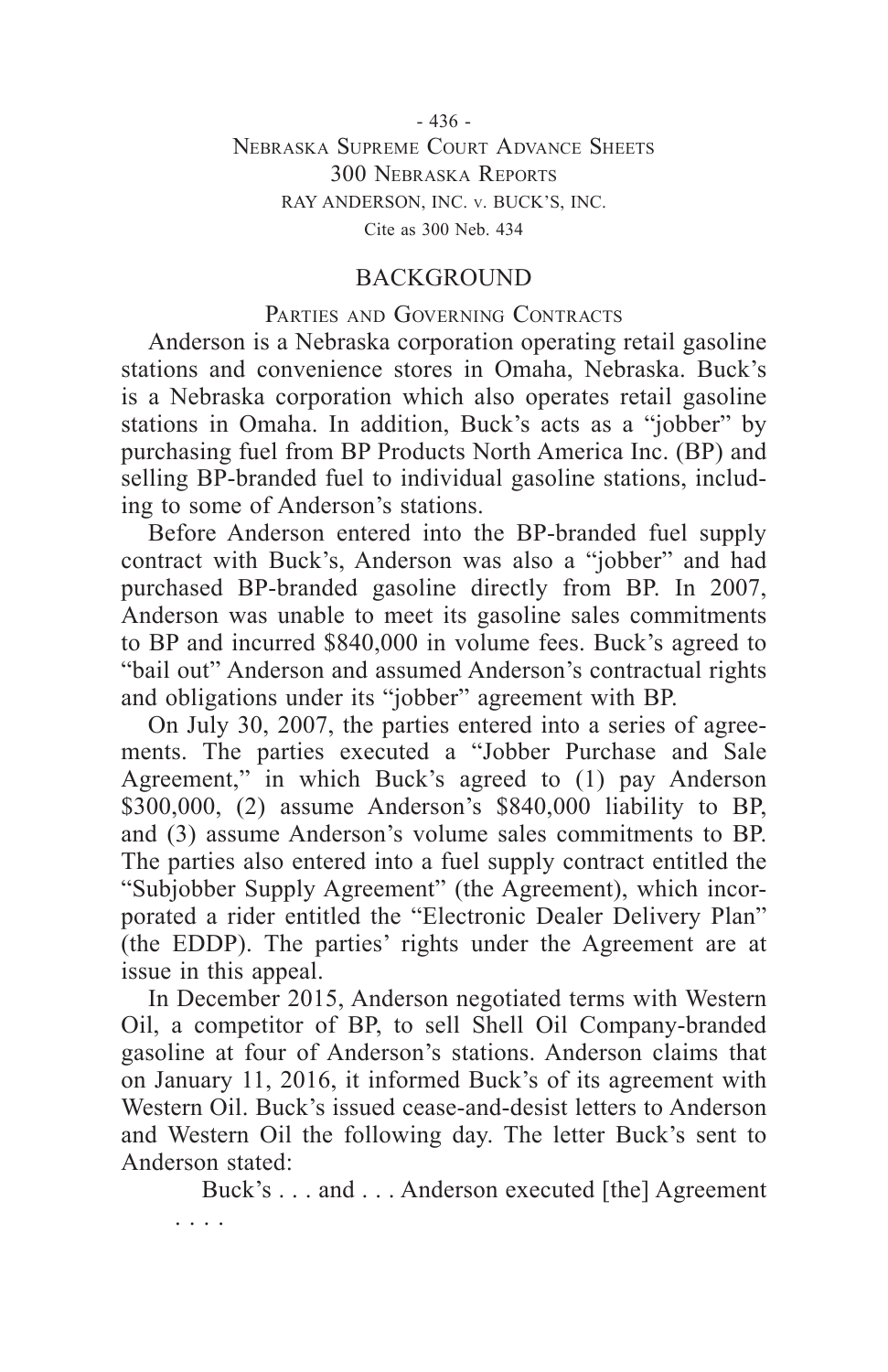## BACKGROUND

### Parties and Governing Contracts

Anderson is a Nebraska corporation operating retail gasoline stations and convenience stores in Omaha, Nebraska. Buck's is a Nebraska corporation which also operates retail gasoline stations in Omaha. In addition, Buck's acts as a "jobber" by purchasing fuel from BP Products North America Inc. (BP) and selling BP-branded fuel to individual gasoline stations, including to some of Anderson's stations.

Before Anderson entered into the BP-branded fuel supply contract with Buck's, Anderson was also a "jobber" and had purchased BP-branded gasoline directly from BP. In 2007, Anderson was unable to meet its gasoline sales commitments to BP and incurred $840,000 in volume fees. Buck's agreed to "bail out" Anderson and assumed Anderson's contractual rights and obligations under its "jobber" agreement with BP.

On July 30, 2007, the parties entered into a series of agreements. The parties executed a "Jobber Purchase and Sale Agreement," in which Buck's agreed to (1) pay Anderson $300,000, (2) assume Anderson's $840,000 liability to BP, and (3) assume Anderson's volume sales commitments to BP. The parties also entered into a fuel supply contract entitled the "Subjobber Supply Agreement" (the Agreement), which incorporated a rider entitled the "Electronic Dealer Delivery Plan" (the EDDP). The parties' rights under the Agreement are at issue in this appeal.

In December 2015, Anderson negotiated terms with Western Oil, a competitor of BP, to sell Shell Oil Company-branded gasoline at four of Anderson's stations. Anderson claims that on January 11, 2016, it informed Buck's of its agreement with Western Oil. Buck's issued cease-and-desist letters to Anderson and Western Oil the following day. The letter Buck's sent to Anderson stated:

> Buck's . . . and . . . Anderson executed [the] Agreement . . . .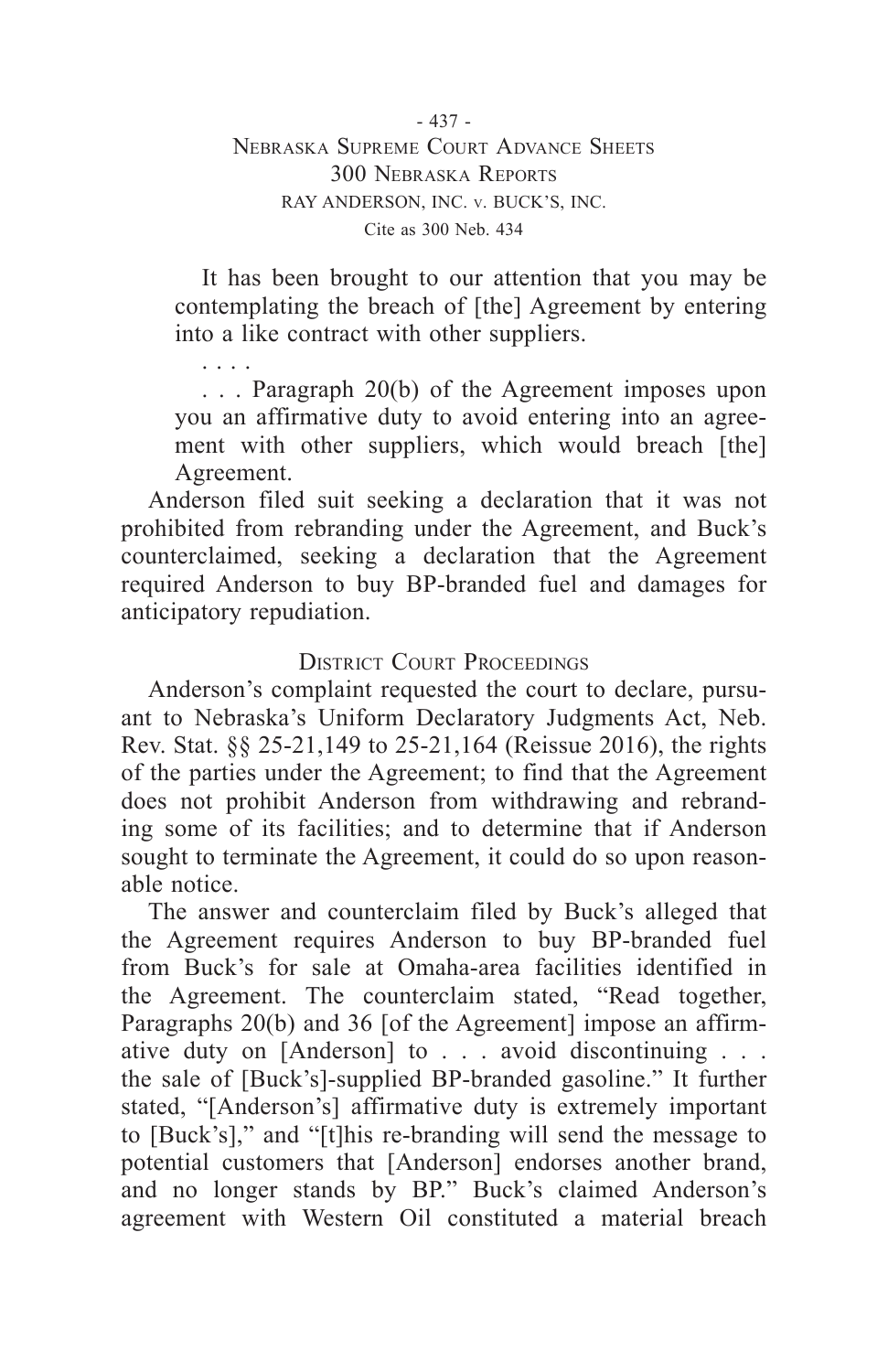> It has been brought to our attention that you may be contemplating the breach of [the] Agreement by entering into a like contract with other suppliers.
>
> . . . .
>
> . . . Paragraph 20(b) of the Agreement imposes upon you an affirmative duty to avoid entering into an agreement with other suppliers, which would breach [the] Agreement.

Anderson filed suit seeking a declaration that it was not prohibited from rebranding under the Agreement, and Buck's counterclaimed, seeking a declaration that the Agreement required Anderson to buy BP-branded fuel and damages for anticipatory repudiation.

## District Court Proceedings

Anderson's complaint requested the court to declare, pursuant to Nebraska's Uniform Declaratory Judgments Act, Neb. Rev. Stat. §§ 25-21,149 to 25-21,164 (Reissue 2016), the rights of the parties under the Agreement; to find that the Agreement does not prohibit Anderson from withdrawing and rebranding some of its facilities; and to determine that if Anderson sought to terminate the Agreement, it could do so upon reasonable notice.

The answer and counterclaim filed by Buck's alleged that the Agreement requires Anderson to buy BP-branded fuel from Buck's for sale at Omaha-area facilities identified in the Agreement. The counterclaim stated, "Read together, Paragraphs 20(b) and 36 [of the Agreement] impose an affirmative duty on [Anderson] to . . . avoid discontinuing . . . the sale of [Buck's]-supplied BP-branded gasoline." It further stated, "[Anderson's] affirmative duty is extremely important to [Buck's]," and "[t]his re-branding will send the message to potential customers that [Anderson] endorses another brand, and no longer stands by BP." Buck's claimed Anderson's agreement with Western Oil constituted a material breach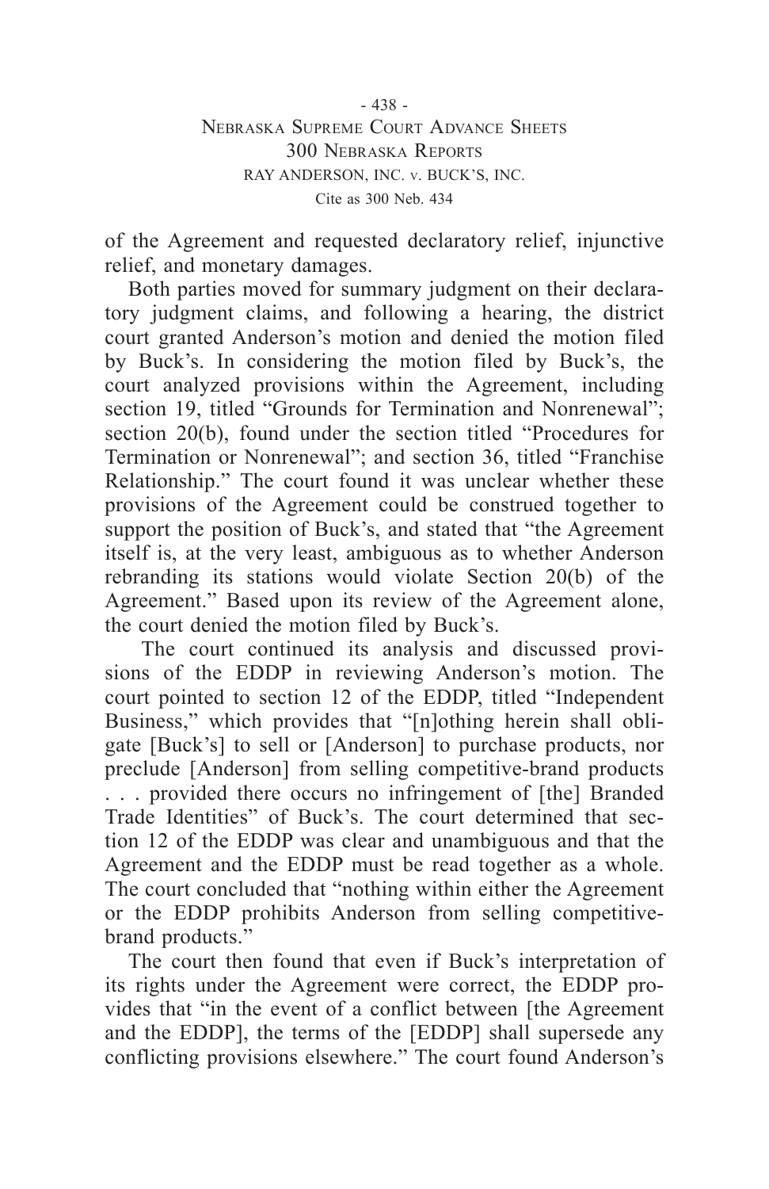of the Agreement and requested declaratory relief, injunctive relief, and monetary damages.

Both parties moved for summary judgment on their declaratory judgment claims, and following a hearing, the district court granted Anderson's motion and denied the motion filed by Buck's. In considering the motion filed by Buck's, the court analyzed provisions within the Agreement, including section 19, titled "Grounds for Termination and Nonrenewal"; section 20(b), found under the section titled "Procedures for Termination or Nonrenewal"; and section 36, titled "Franchise Relationship." The court found it was unclear whether these provisions of the Agreement could be construed together to support the position of Buck's, and stated that "the Agreement itself is, at the very least, ambiguous as to whether Anderson rebranding its stations would violate Section 20(b) of the Agreement." Based upon its review of the Agreement alone, the court denied the motion filed by Buck's.

The court continued its analysis and discussed provisions of the EDDP in reviewing Anderson's motion. The court pointed to section 12 of the EDDP, titled "Independent Business," which provides that "[n]othing herein shall obligate [Buck's] to sell or [Anderson] to purchase products, nor preclude [Anderson] from selling competitive-brand products . . . provided there occurs no infringement of [the] Branded Trade Identities" of Buck's. The court determined that section 12 of the EDDP was clear and unambiguous and that the Agreement and the EDDP must be read together as a whole. The court concluded that "nothing within either the Agreement or the EDDP prohibits Anderson from selling competitive-brand products."

The court then found that even if Buck's interpretation of its rights under the Agreement were correct, the EDDP provides that "in the event of a conflict between [the Agreement and the EDDP], the terms of the [EDDP] shall supersede any conflicting provisions elsewhere." The court found Anderson's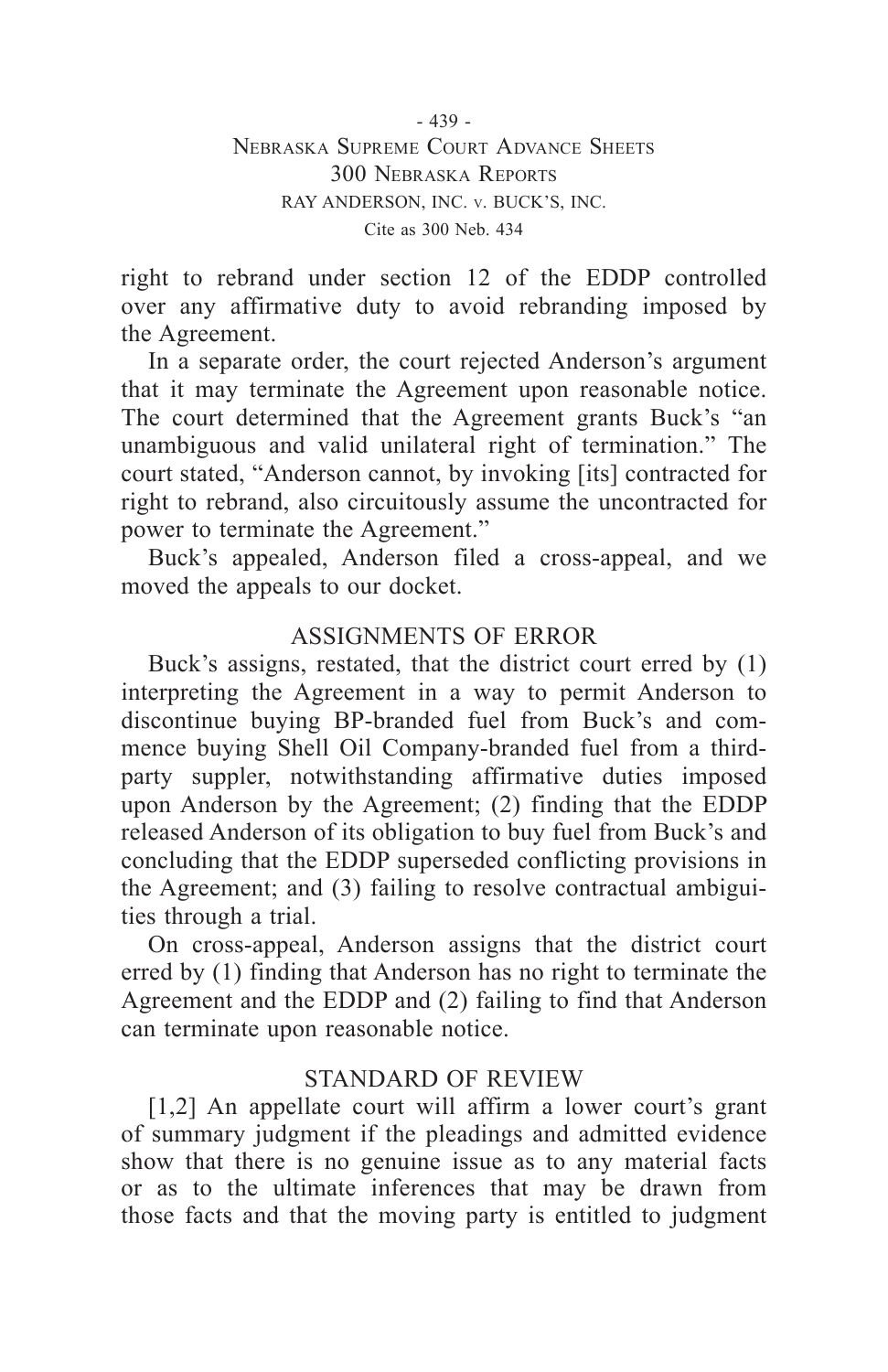right to rebrand under section 12 of the EDDP controlled over any affirmative duty to avoid rebranding imposed by the Agreement.

In a separate order, the court rejected Anderson's argument that it may terminate the Agreement upon reasonable notice. The court determined that the Agreement grants Buck's "an unambiguous and valid unilateral right of termination." The court stated, "Anderson cannot, by invoking [its] contracted for right to rebrand, also circuitously assume the uncontracted for power to terminate the Agreement."

Buck's appealed, Anderson filed a cross-appeal, and we moved the appeals to our docket.

## ASSIGNMENTS OF ERROR

Buck's assigns, restated, that the district court erred by (1) interpreting the Agreement in a way to permit Anderson to discontinue buying BP-branded fuel from Buck's and commence buying Shell Oil Company-branded fuel from a third-party suppler, notwithstanding affirmative duties imposed upon Anderson by the Agreement; (2) finding that the EDDP released Anderson of its obligation to buy fuel from Buck's and concluding that the EDDP superseded conflicting provisions in the Agreement; and (3) failing to resolve contractual ambiguities through a trial.

On cross-appeal, Anderson assigns that the district court erred by (1) finding that Anderson has no right to terminate the Agreement and the EDDP and (2) failing to find that Anderson can terminate upon reasonable notice.

## STANDARD OF REVIEW

[1,2] An appellate court will affirm a lower court's grant of summary judgment if the pleadings and admitted evidence show that there is no genuine issue as to any material facts or as to the ultimate inferences that may be drawn from those facts and that the moving party is entitled to judgment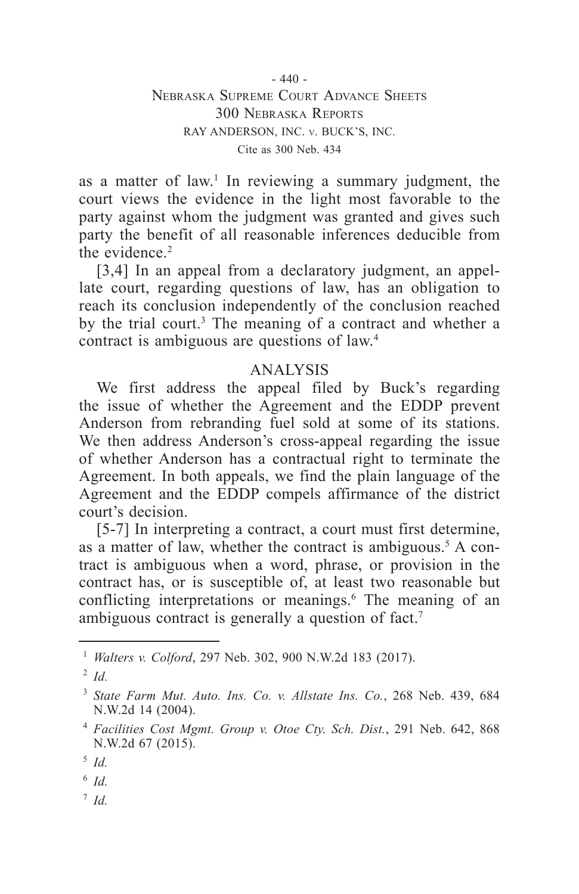as a matter of law.[1] In reviewing a summary judgment, the court views the evidence in the light most favorable to the party against whom the judgment was granted and gives such party the benefit of all reasonable inferences deducible from the evidence.[2]

[3,4] In an appeal from a declaratory judgment, an appellate court, regarding questions of law, has an obligation to reach its conclusion independently of the conclusion reached by the trial court.[3] The meaning of a contract and whether a contract is ambiguous are questions of law.[4]

## ANALYSIS

We first address the appeal filed by Buck's regarding the issue of whether the Agreement and the EDDP prevent Anderson from rebranding fuel sold at some of its stations. We then address Anderson's cross-appeal regarding the issue of whether Anderson has a contractual right to terminate the Agreement. In both appeals, we find the plain language of the Agreement and the EDDP compels affirmance of the district court's decision.

[5-7] In interpreting a contract, a court must first determine, as a matter of law, whether the contract is ambiguous.[5] A contract is ambiguous when a word, phrase, or provision in the contract has, or is susceptible of, at least two reasonable but conflicting interpretations or meanings.[6] The meaning of an ambiguous contract is generally a question of fact.[7]

---

[1] *Walters v. Colford*, 297 Neb. 302, 900 N.W.2d 183 (2017).

[2] *Id.*

[3] *State Farm Mut. Auto. Ins. Co. v. Allstate Ins. Co.*, 268 Neb. 439, 684 N.W.2d 14 (2004).

[4] *Facilities Cost Mgmt. Group v. Otoe Cty. Sch. Dist.*, 291 Neb. 642, 868 N.W.2d 67 (2015).

[5] *Id.*

[6] *Id.*

[7] *Id.*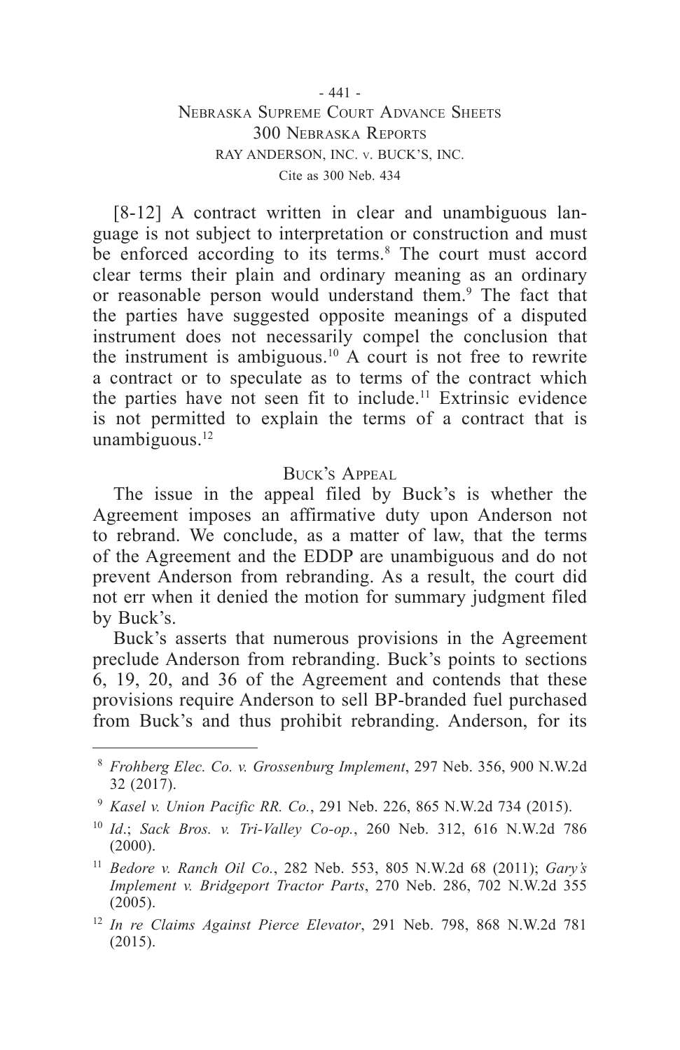[8-12] A contract written in clear and unambiguous language is not subject to interpretation or construction and must be enforced according to its terms.[8] The court must accord clear terms their plain and ordinary meaning as an ordinary or reasonable person would understand them.[9] The fact that the parties have suggested opposite meanings of a disputed instrument does not necessarily compel the conclusion that the instrument is ambiguous.[10] A court is not free to rewrite a contract or to speculate as to terms of the contract which the parties have not seen fit to include.[11] Extrinsic evidence is not permitted to explain the terms of a contract that is unambiguous.[12]

## Buck's Appeal

The issue in the appeal filed by Buck's is whether the Agreement imposes an affirmative duty upon Anderson not to rebrand. We conclude, as a matter of law, that the terms of the Agreement and the EDDP are unambiguous and do not prevent Anderson from rebranding. As a result, the court did not err when it denied the motion for summary judgment filed by Buck's.

Buck's asserts that numerous provisions in the Agreement preclude Anderson from rebranding. Buck's points to sections 6, 19, 20, and 36 of the Agreement and contends that these provisions require Anderson to sell BP-branded fuel purchased from Buck's and thus prohibit rebranding. Anderson, for its

---

[8] *Frohberg Elec. Co. v. Grossenburg Implement*, 297 Neb. 356, 900 N.W.2d 32 (2017).

[9] *Kasel v. Union Pacific RR. Co.*, 291 Neb. 226, 865 N.W.2d 734 (2015).

[10] *Id.*; *Sack Bros. v. Tri-Valley Co-op.*, 260 Neb. 312, 616 N.W.2d 786 (2000).

[11] *Bedore v. Ranch Oil Co.*, 282 Neb. 553, 805 N.W.2d 68 (2011); *Gary's Implement v. Bridgeport Tractor Parts*, 270 Neb. 286, 702 N.W.2d 355 (2005).

[12] *In re Claims Against Pierce Elevator*, 291 Neb. 798, 868 N.W.2d 781 (2015).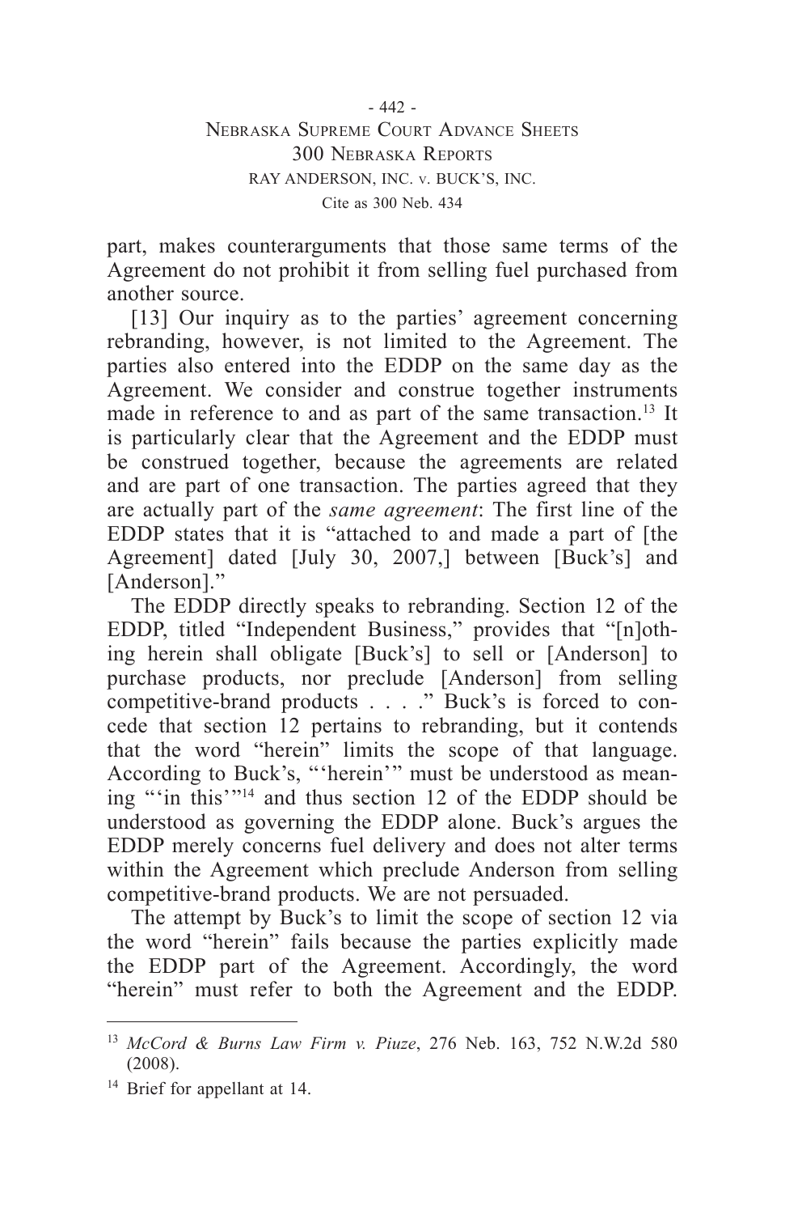part, makes counterarguments that those same terms of the Agreement do not prohibit it from selling fuel purchased from another source.

[13] Our inquiry as to the parties' agreement concerning rebranding, however, is not limited to the Agreement. The parties also entered into the EDDP on the same day as the Agreement. We consider and construe together instruments made in reference to and as part of the same transaction.[13] It is particularly clear that the Agreement and the EDDP must be construed together, because the agreements are related and are part of one transaction. The parties agreed that they are actually part of the *same agreement*: The first line of the EDDP states that it is "attached to and made a part of [the Agreement] dated [July 30, 2007,] between [Buck's] and [Anderson]."

The EDDP directly speaks to rebranding. Section 12 of the EDDP, titled "Independent Business," provides that "[n]othing herein shall obligate [Buck's] to sell or [Anderson] to purchase products, nor preclude [Anderson] from selling competitive-brand products . . . ." Buck's is forced to concede that section 12 pertains to rebranding, but it contends that the word "herein" limits the scope of that language. According to Buck's, "'herein'" must be understood as meaning "'in this'"[14] and thus section 12 of the EDDP should be understood as governing the EDDP alone. Buck's argues the EDDP merely concerns fuel delivery and does not alter terms within the Agreement which preclude Anderson from selling competitive-brand products. We are not persuaded.

The attempt by Buck's to limit the scope of section 12 via the word "herein" fails because the parties explicitly made the EDDP part of the Agreement. Accordingly, the word "herein" must refer to both the Agreement and the EDDP.

---

[13] *McCord & Burns Law Firm v. Piuze*, 276 Neb. 163, 752 N.W.2d 580 (2008).

[14] Brief for appellant at 14.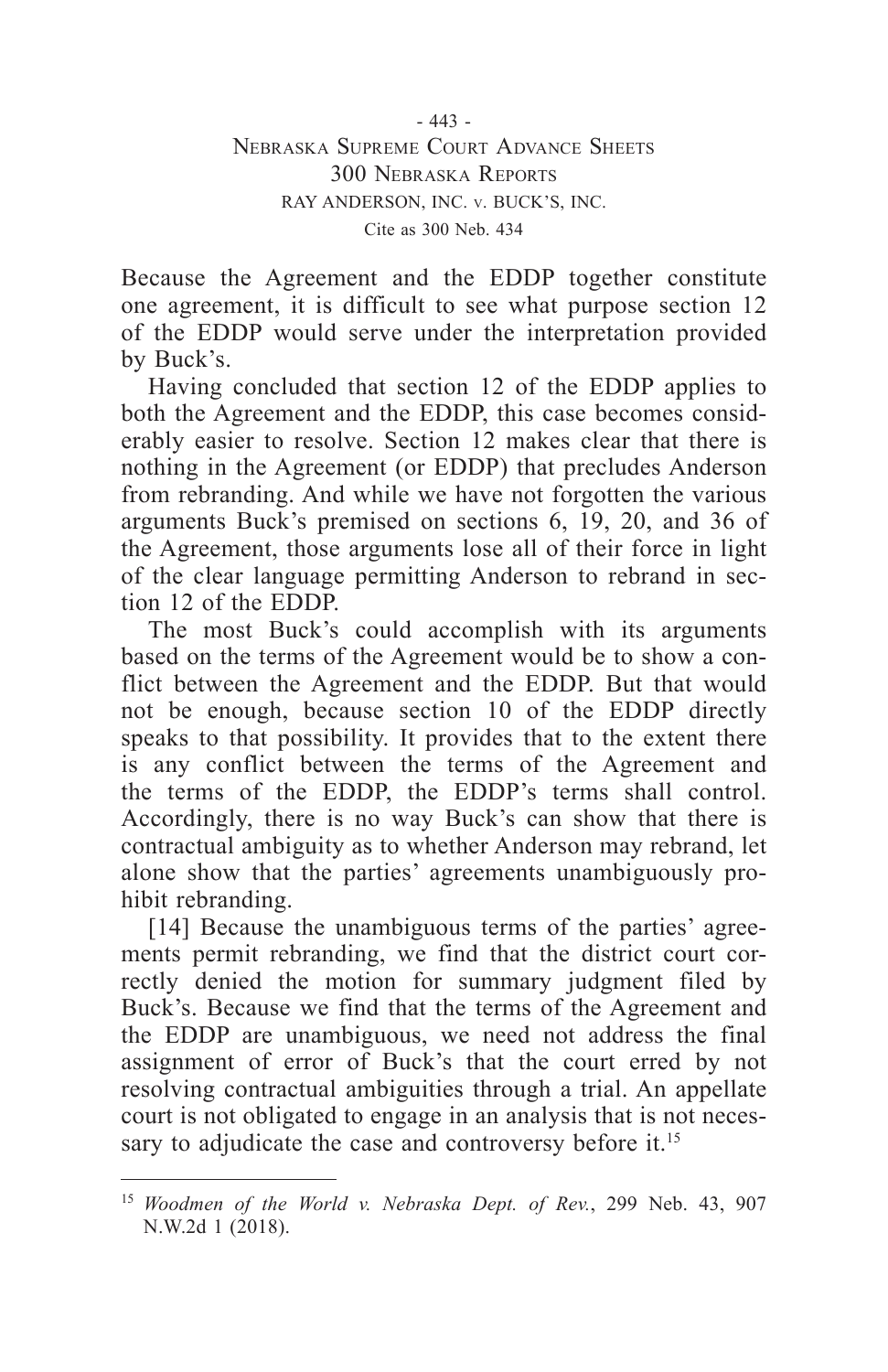Because the Agreement and the EDDP together constitute one agreement, it is difficult to see what purpose section 12 of the EDDP would serve under the interpretation provided by Buck's.

Having concluded that section 12 of the EDDP applies to both the Agreement and the EDDP, this case becomes considerably easier to resolve. Section 12 makes clear that there is nothing in the Agreement (or EDDP) that precludes Anderson from rebranding. And while we have not forgotten the various arguments Buck's premised on sections 6, 19, 20, and 36 of the Agreement, those arguments lose all of their force in light of the clear language permitting Anderson to rebrand in section 12 of the EDDP.

The most Buck's could accomplish with its arguments based on the terms of the Agreement would be to show a conflict between the Agreement and the EDDP. But that would not be enough, because section 10 of the EDDP directly speaks to that possibility. It provides that to the extent there is any conflict between the terms of the Agreement and the terms of the EDDP, the EDDP's terms shall control. Accordingly, there is no way Buck's can show that there is contractual ambiguity as to whether Anderson may rebrand, let alone show that the parties' agreements unambiguously prohibit rebranding.

[14] Because the unambiguous terms of the parties' agreements permit rebranding, we find that the district court correctly denied the motion for summary judgment filed by Buck's. Because we find that the terms of the Agreement and the EDDP are unambiguous, we need not address the final assignment of error of Buck's that the court erred by not resolving contractual ambiguities through a trial. An appellate court is not obligated to engage in an analysis that is not necessary to adjudicate the case and controversy before it.[15]

---

[15] *Woodmen of the World v. Nebraska Dept. of Rev.*, 299 Neb. 43, 907 N.W.2d 1 (2018).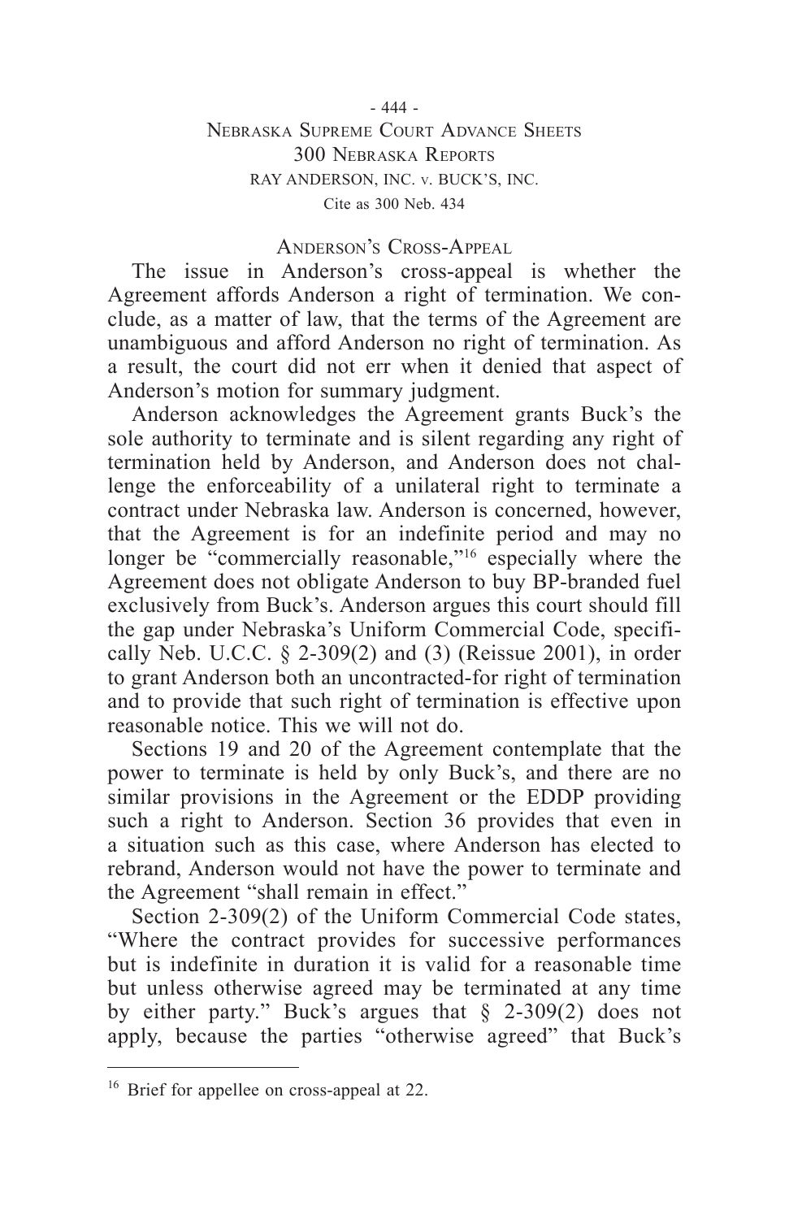## Anderson's Cross-Appeal

The issue in Anderson's cross-appeal is whether the Agreement affords Anderson a right of termination. We conclude, as a matter of law, that the terms of the Agreement are unambiguous and afford Anderson no right of termination. As a result, the court did not err when it denied that aspect of Anderson's motion for summary judgment.

Anderson acknowledges the Agreement grants Buck's the sole authority to terminate and is silent regarding any right of termination held by Anderson, and Anderson does not challenge the enforceability of a unilateral right to terminate a contract under Nebraska law. Anderson is concerned, however, that the Agreement is for an indefinite period and may no longer be "commercially reasonable,"[16] especially where the Agreement does not obligate Anderson to buy BP-branded fuel exclusively from Buck's. Anderson argues this court should fill the gap under Nebraska's Uniform Commercial Code, specifically Neb. U.C.C. § 2-309(2) and (3) (Reissue 2001), in order to grant Anderson both an uncontracted-for right of termination and to provide that such right of termination is effective upon reasonable notice. This we will not do.

Sections 19 and 20 of the Agreement contemplate that the power to terminate is held by only Buck's, and there are no similar provisions in the Agreement or the EDDP providing such a right to Anderson. Section 36 provides that even in a situation such as this case, where Anderson has elected to rebrand, Anderson would not have the power to terminate and the Agreement "shall remain in effect."

Section 2-309(2) of the Uniform Commercial Code states, "Where the contract provides for successive performances but is indefinite in duration it is valid for a reasonable time but unless otherwise agreed may be terminated at any time by either party." Buck's argues that § 2-309(2) does not apply, because the parties "otherwise agreed" that Buck's

---

[16] Brief for appellee on cross-appeal at 22.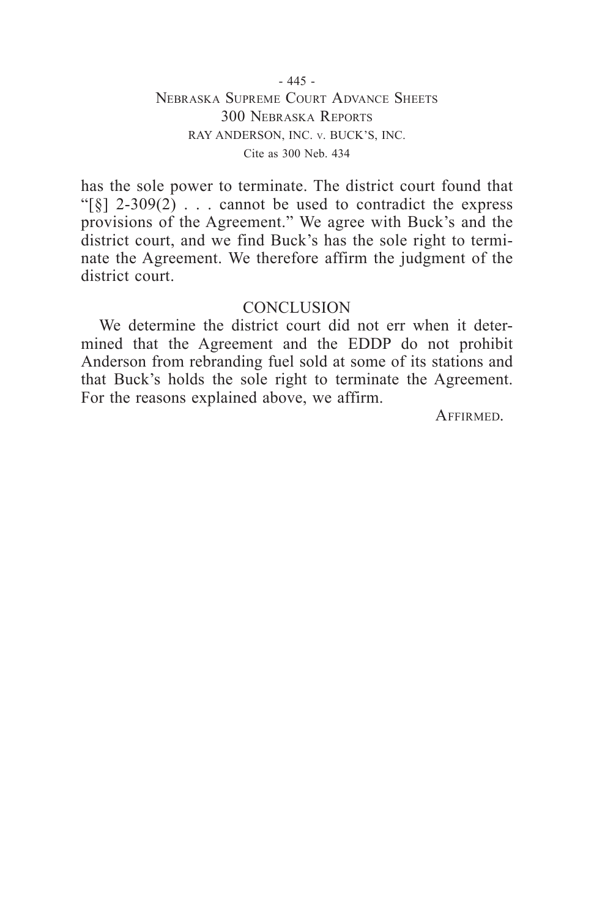has the sole power to terminate. The district court found that "[§] 2-309(2) . . . cannot be used to contradict the express provisions of the Agreement." We agree with Buck's and the district court, and we find Buck's has the sole right to terminate the Agreement. We therefore affirm the judgment of the district court.

## CONCLUSION

We determine the district court did not err when it determined that the Agreement and the EDDP do not prohibit Anderson from rebranding fuel sold at some of its stations and that Buck's holds the sole right to terminate the Agreement. For the reasons explained above, we affirm.

Affirmed.